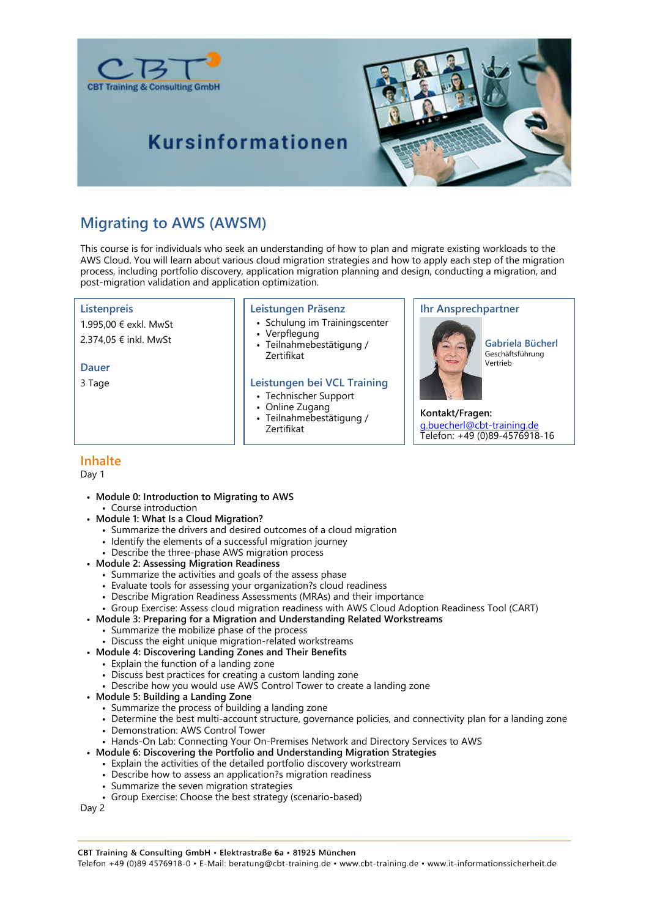# Kursinformationen

## Migrating to AWS (AWSM)

This course is for individuals who seek an understanding of how to plan and migrate existing workloads to the AWS Cloud. You will learn about various cloud migration strategies and how to apply each step of the migration process, including portfolio discovery, application migration planning and design, conducting a migration, and post-migration validation and application optimization.

### Listenpreis

1.995,00 € exkl. MwSt

2.374,05 € inkl. MwSt

### Dauer

3 Tage

### Leistungen Präsenz

- Schulung im Trainingscenter
- Verpflegung
- Teilnahmebestätigung / Zertifikat

### Leistungen bei VCL Training

- Technischer Support
- Online Zugang
- Teilnahmebestätigung / Zertifikat

### Ihr Ansprechpartner

**Gabriela Bücherl**
Geschäftsführung
Vertrieb

**Kontakt/Fragen:**
g.buecherl@cbt-training.de
Telefon: +49 (0)89-4576918-16

## Inhalte

Day 1

- **Module 0: Introduction to Migrating to AWS**
  - Course introduction
- **Module 1: What Is a Cloud Migration?**
  - Summarize the drivers and desired outcomes of a cloud migration
  - Identify the elements of a successful migration journey
  - Describe the three-phase AWS migration process
- **Module 2: Assessing Migration Readiness**
  - Summarize the activities and goals of the assess phase
  - Evaluate tools for assessing your organization?s cloud readiness
  - Describe Migration Readiness Assessments (MRAs) and their importance
  - Group Exercise: Assess cloud migration readiness with AWS Cloud Adoption Readiness Tool (CART)
- **Module 3: Preparing for a Migration and Understanding Related Workstreams**
  - Summarize the mobilize phase of the process
  - Discuss the eight unique migration-related workstreams
- **Module 4: Discovering Landing Zones and Their Benefits**
  - Explain the function of a landing zone
  - Discuss best practices for creating a custom landing zone
  - Describe how you would use AWS Control Tower to create a landing zone
- **Module 5: Building a Landing Zone**
  - Summarize the process of building a landing zone
  - Determine the best multi-account structure, governance policies, and connectivity plan for a landing zone
  - Demonstration: AWS Control Tower
  - Hands-On Lab: Connecting Your On-Premises Network and Directory Services to AWS
- **Module 6: Discovering the Portfolio and Understanding Migration Strategies**
  - Explain the activities of the detailed portfolio discovery workstream
  - Describe how to assess an application?s migration readiness
  - Summarize the seven migration strategies
  - Group Exercise: Choose the best strategy (scenario-based)

Day 2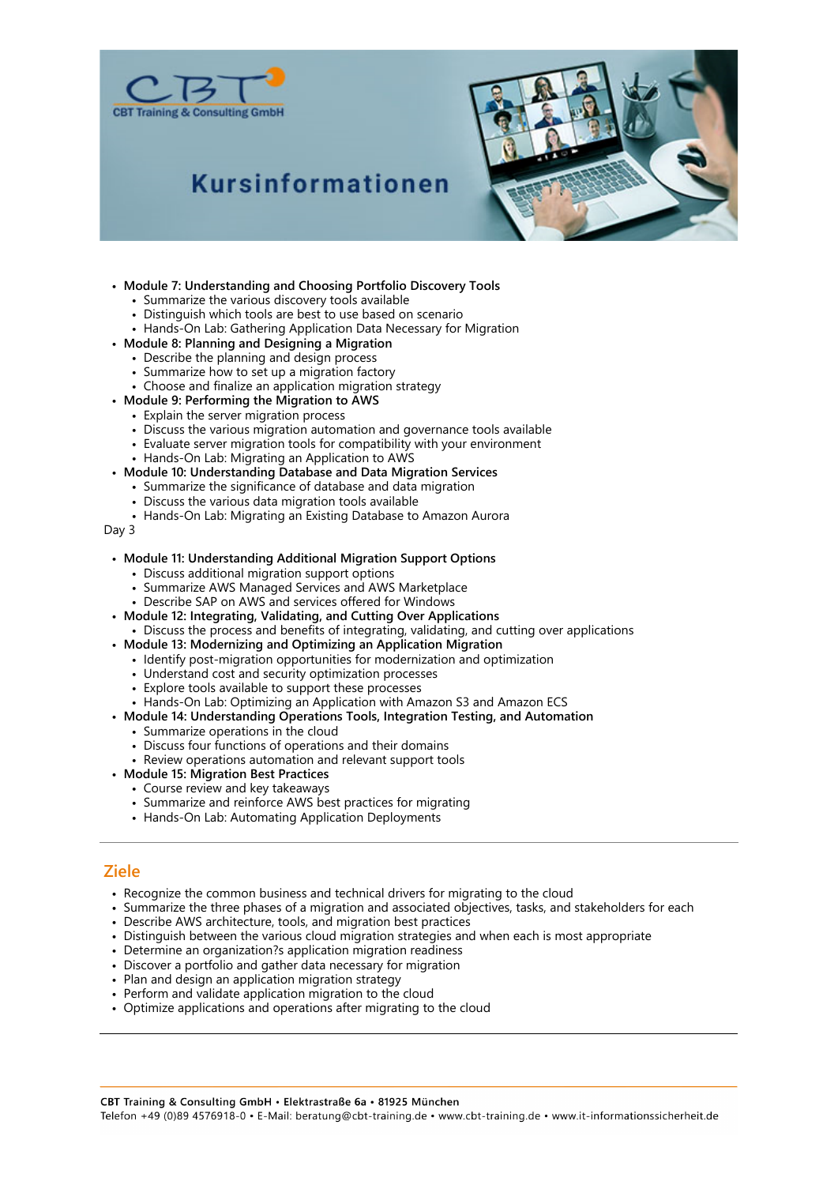- **Module 7: Understanding and Choosing Portfolio Discovery Tools**
  - Summarize the various discovery tools available
  - Distinguish which tools are best to use based on scenario
  - Hands-On Lab: Gathering Application Data Necessary for Migration
- **Module 8: Planning and Designing a Migration**
  - Describe the planning and design process
  - Summarize how to set up a migration factory
  - Choose and finalize an application migration strategy
- **Module 9: Performing the Migration to AWS**
  - Explain the server migration process
  - Discuss the various migration automation and governance tools available
  - Evaluate server migration tools for compatibility with your environment
  - Hands-On Lab: Migrating an Application to AWS
- **Module 10: Understanding Database and Data Migration Services**
  - Summarize the significance of database and data migration
  - Discuss the various data migration tools available
  - Hands-On Lab: Migrating an Existing Database to Amazon Aurora

Day 3

- **Module 11: Understanding Additional Migration Support Options**
  - Discuss additional migration support options
  - Summarize AWS Managed Services and AWS Marketplace
  - Describe SAP on AWS and services offered for Windows
- **Module 12: Integrating, Validating, and Cutting Over Applications**
  - Discuss the process and benefits of integrating, validating, and cutting over applications
- **Module 13: Modernizing and Optimizing an Application Migration**
  - Identify post-migration opportunities for modernization and optimization
  - Understand cost and security optimization processes
  - Explore tools available to support these processes
  - Hands-On Lab: Optimizing an Application with Amazon S3 and Amazon ECS
- **Module 14: Understanding Operations Tools, Integration Testing, and Automation**
  - Summarize operations in the cloud
  - Discuss four functions of operations and their domains
  - Review operations automation and relevant support tools
- **Module 15: Migration Best Practices**
  - Course review and key takeaways
  - Summarize and reinforce AWS best practices for migrating
  - Hands-On Lab: Automating Application Deployments

## Ziele

- Recognize the common business and technical drivers for migrating to the cloud
- Summarize the three phases of a migration and associated objectives, tasks, and stakeholders for each
- Describe AWS architecture, tools, and migration best practices
- Distinguish between the various cloud migration strategies and when each is most appropriate
- Determine an organization?s application migration readiness
- Discover a portfolio and gather data necessary for migration
- Plan and design an application migration strategy
- Perform and validate application migration to the cloud
- Optimize applications and operations after migrating to the cloud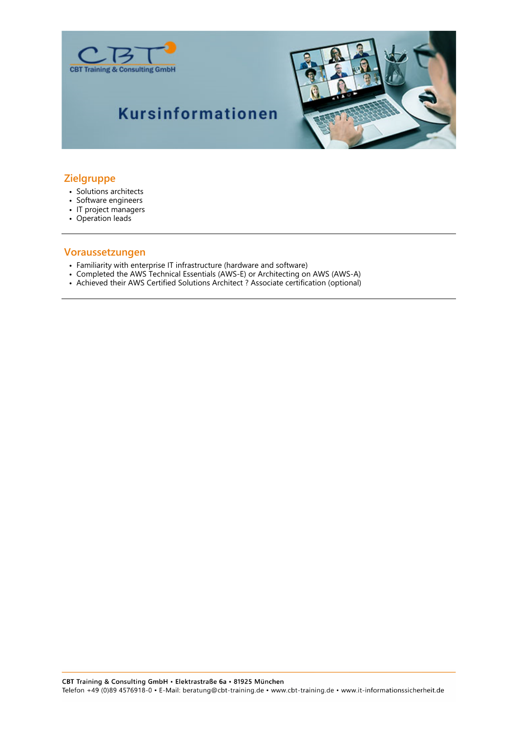## Zielgruppe

- Solutions architects
- Software engineers
- IT project managers
- Operation leads

## Voraussetzungen

- Familiarity with enterprise IT infrastructure (hardware and software)
- Completed the AWS Technical Essentials (AWS-E) or Architecting on AWS (AWS-A)
- Achieved their AWS Certified Solutions Architect ? Associate certification (optional)